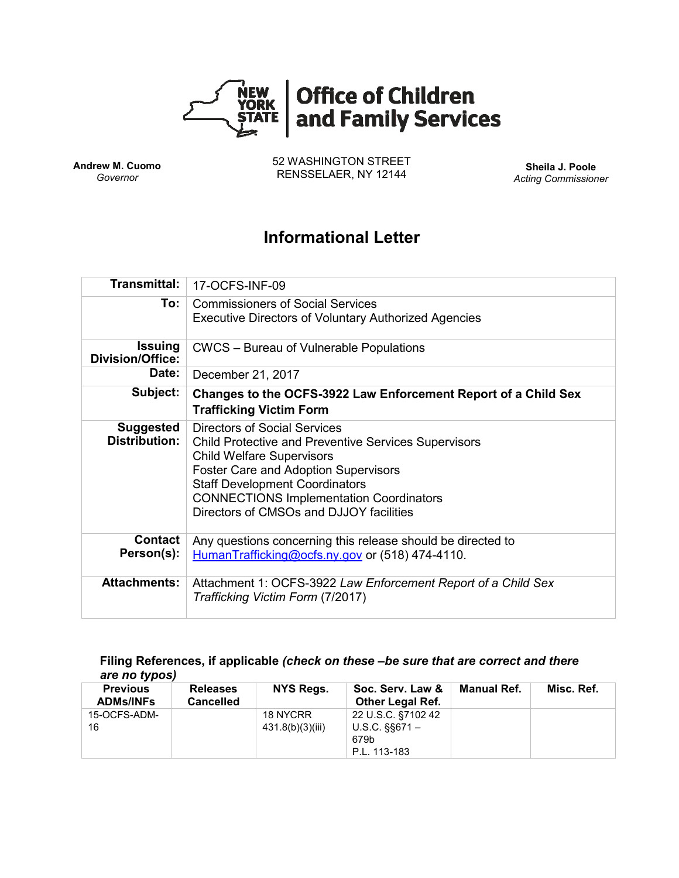**Office of Children and Family Services**

**Andrew M. Cuomo**
*Governor*

52 WASHINGTON STREET
RENSSELAER, NY 12144

**Sheila J. Poole**
*Acting Commissioner*

# Informational Letter

| | |
|---|---|
| **Transmittal:** | 17-OCFS-INF-09 |
| **To:** | Commissioners of Social Services<br>Executive Directors of Voluntary Authorized Agencies |
| **Issuing Division/Office:** | CWCS – Bureau of Vulnerable Populations |
| **Date:** | December 21, 2017 |
| **Subject:** | **Changes to the OCFS-3922 Law Enforcement Report of a Child Sex Trafficking Victim Form** |
| **Suggested Distribution:** | Directors of Social Services<br>Child Protective and Preventive Services Supervisors<br>Child Welfare Supervisors<br>Foster Care and Adoption Supervisors<br>Staff Development Coordinators<br>CONNECTIONS Implementation Coordinators<br>Directors of CMSOs and DJJOY facilities |
| **Contact Person(s):** | Any questions concerning this release should be directed to HumanTrafficking@ocfs.ny.gov or (518) 474-4110. |
| **Attachments:** | Attachment 1: OCFS-3922 *Law Enforcement Report of a Child Sex Trafficking Victim Form* (7/2017) |

**Filing References, if applicable** ***(check on these –be sure that are correct and there are no typos)***

| Previous ADMs/INFs | Releases Cancelled | NYS Regs. | Soc. Serv. Law & Other Legal Ref. | Manual Ref. | Misc. Ref. |
|---|---|---|---|---|---|
| 15-OCFS-ADM-16 | | 18 NYCRR 431.8(b)(3)(iii) | 22 U.S.C. §7102 42 U.S.C. §§671 – 679b<br>P.L. 113-183 | | |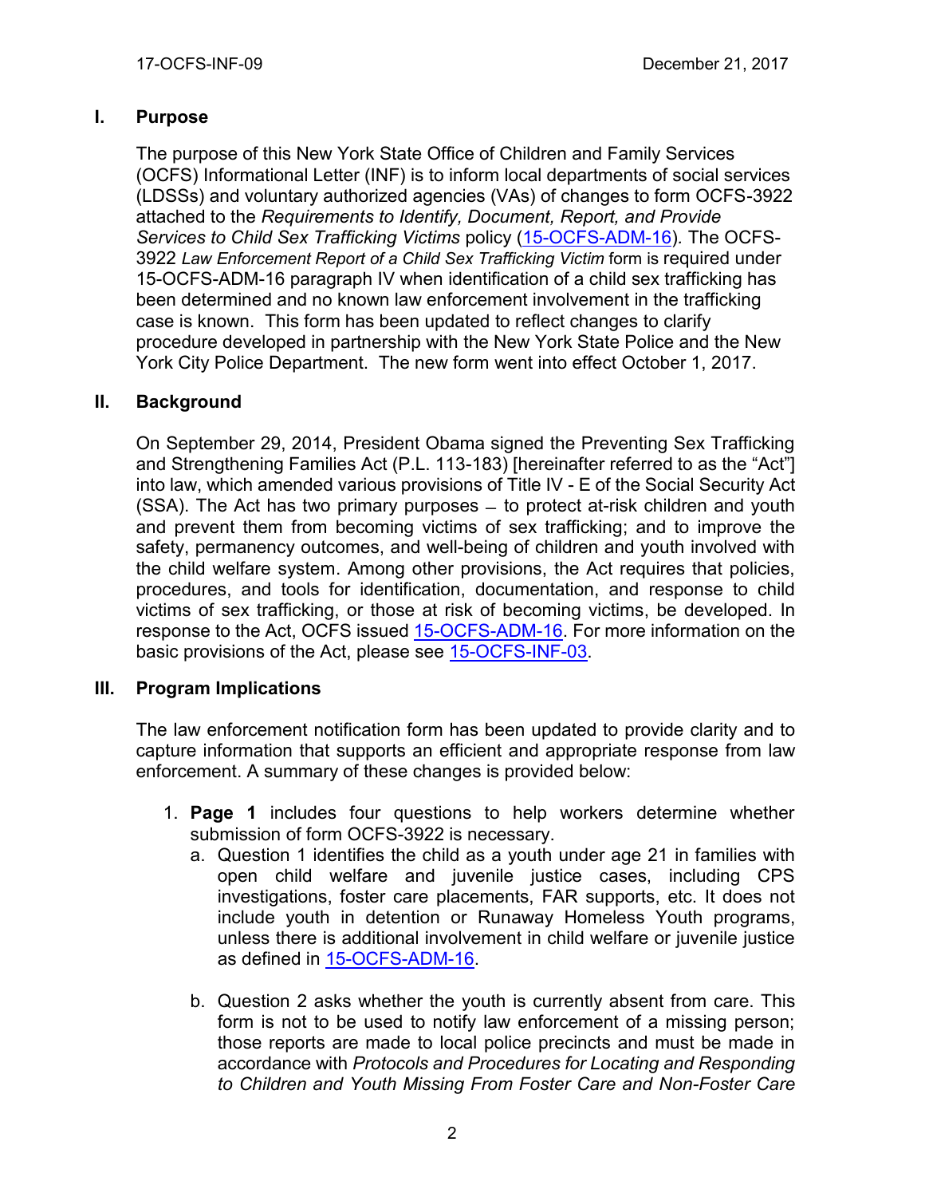## I. Purpose

The purpose of this New York State Office of Children and Family Services (OCFS) Informational Letter (INF) is to inform local departments of social services (LDSSs) and voluntary authorized agencies (VAs) of changes to form OCFS-3922 attached to the *Requirements to Identify, Document, Report, and Provide Services to Child Sex Trafficking Victims* policy (15-OCFS-ADM-16). The OCFS-3922 *Law Enforcement Report of a Child Sex Trafficking Victim* form is required under 15-OCFS-ADM-16 paragraph IV when identification of a child sex trafficking has been determined and no known law enforcement involvement in the trafficking case is known. This form has been updated to reflect changes to clarify procedure developed in partnership with the New York State Police and the New York City Police Department. The new form went into effect October 1, 2017.

## II. Background

On September 29, 2014, President Obama signed the Preventing Sex Trafficking and Strengthening Families Act (P.L. 113-183) [hereinafter referred to as the "Act"] into law, which amended various provisions of Title IV - E of the Social Security Act (SSA). The Act has two primary purposes – to protect at-risk children and youth and prevent them from becoming victims of sex trafficking; and to improve the safety, permanency outcomes, and well-being of children and youth involved with the child welfare system. Among other provisions, the Act requires that policies, procedures, and tools for identification, documentation, and response to child victims of sex trafficking, or those at risk of becoming victims, be developed. In response to the Act, OCFS issued 15-OCFS-ADM-16. For more information on the basic provisions of the Act, please see 15-OCFS-INF-03.

## III. Program Implications

The law enforcement notification form has been updated to provide clarity and to capture information that supports an efficient and appropriate response from law enforcement. A summary of these changes is provided below:

1. **Page 1** includes four questions to help workers determine whether submission of form OCFS-3922 is necessary.
   a. Question 1 identifies the child as a youth under age 21 in families with open child welfare and juvenile justice cases, including CPS investigations, foster care placements, FAR supports, etc. It does not include youth in detention or Runaway Homeless Youth programs, unless there is additional involvement in child welfare or juvenile justice as defined in 15-OCFS-ADM-16.

   b. Question 2 asks whether the youth is currently absent from care. This form is not to be used to notify law enforcement of a missing person; those reports are made to local police precincts and must be made in accordance with *Protocols and Procedures for Locating and Responding to Children and Youth Missing From Foster Care and Non-Foster Care*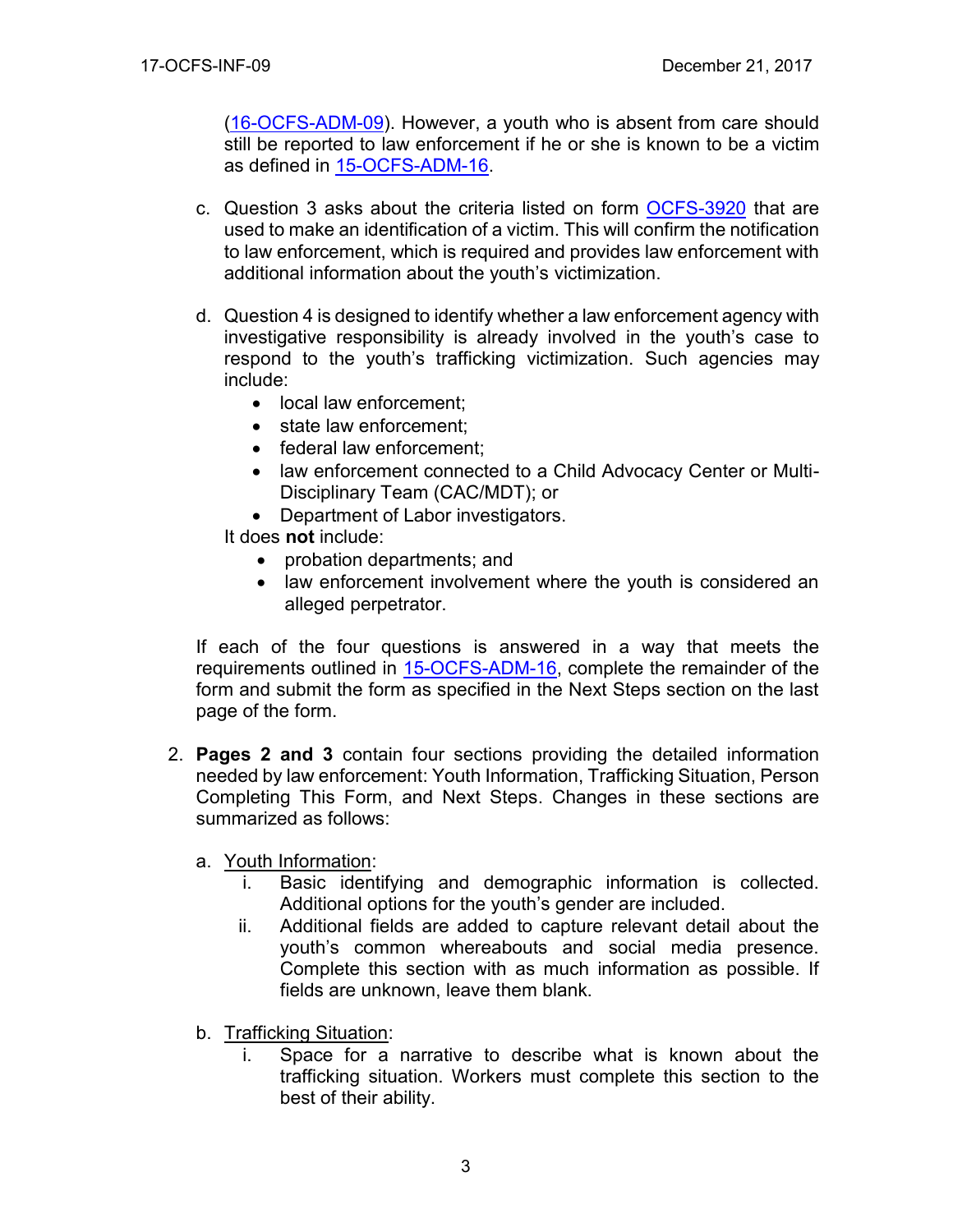(16-OCFS-ADM-09). However, a youth who is absent from care should still be reported to law enforcement if he or she is known to be a victim as defined in 15-OCFS-ADM-16.

c. Question 3 asks about the criteria listed on form OCFS-3920 that are used to make an identification of a victim. This will confirm the notification to law enforcement, which is required and provides law enforcement with additional information about the youth's victimization.

d. Question 4 is designed to identify whether a law enforcement agency with investigative responsibility is already involved in the youth's case to respond to the youth's trafficking victimization. Such agencies may include:
   - local law enforcement;
   - state law enforcement;
   - federal law enforcement;
   - law enforcement connected to a Child Advocacy Center or Multi-Disciplinary Team (CAC/MDT); or
   - Department of Labor investigators.

   It does **not** include:
   - probation departments; and
   - law enforcement involvement where the youth is considered an alleged perpetrator.

If each of the four questions is answered in a way that meets the requirements outlined in 15-OCFS-ADM-16, complete the remainder of the form and submit the form as specified in the Next Steps section on the last page of the form.

2. **Pages 2 and 3** contain four sections providing the detailed information needed by law enforcement: Youth Information, Trafficking Situation, Person Completing This Form, and Next Steps. Changes in these sections are summarized as follows:

   a. Youth Information:
      i. Basic identifying and demographic information is collected. Additional options for the youth's gender are included.
      ii. Additional fields are added to capture relevant detail about the youth's common whereabouts and social media presence. Complete this section with as much information as possible. If fields are unknown, leave them blank.

   b. Trafficking Situation:
      i. Space for a narrative to describe what is known about the trafficking situation. Workers must complete this section to the best of their ability.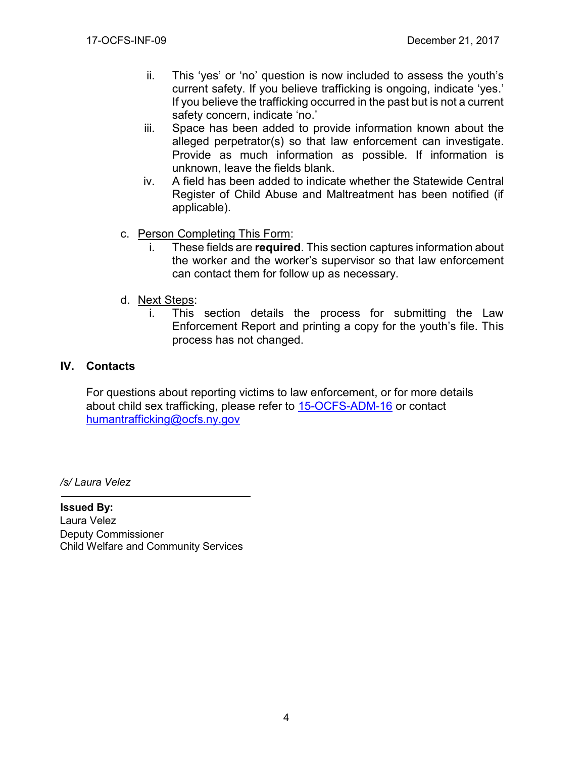ii. This 'yes' or 'no' question is now included to assess the youth's current safety. If you believe trafficking is ongoing, indicate 'yes.' If you believe the trafficking occurred in the past but is not a current safety concern, indicate 'no.'
   iii. Space has been added to provide information known about the alleged perpetrator(s) so that law enforcement can investigate. Provide as much information as possible. If information is unknown, leave the fields blank.
   iv. A field has been added to indicate whether the Statewide Central Register of Child Abuse and Maltreatment has been notified (if applicable).

c. Person Completing This Form:
   i. These fields are **required**. This section captures information about the worker and the worker's supervisor so that law enforcement can contact them for follow up as necessary.

d. Next Steps:
   i. This section details the process for submitting the Law Enforcement Report and printing a copy for the youth's file. This process has not changed.

## IV. Contacts

For questions about reporting victims to law enforcement, or for more details about child sex trafficking, please refer to [15-OCFS-ADM-16]() or contact [humantrafficking@ocfs.ny.gov](mailto:humantrafficking@ocfs.ny.gov)

*/s/ Laura Velez*

**Issued By:**
Laura Velez
Deputy Commissioner
Child Welfare and Community Services